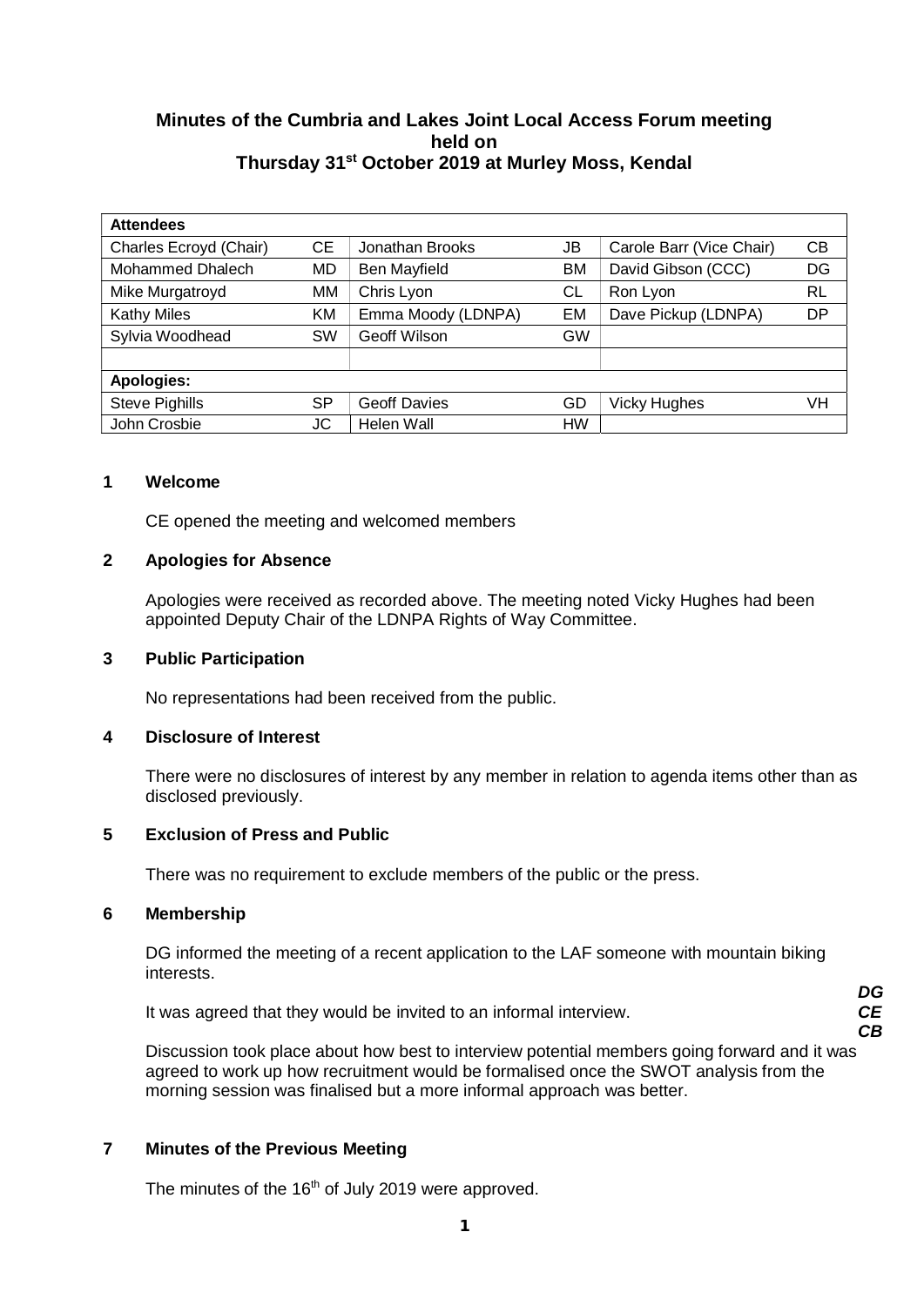## Minutes of the Cumbria and Lakes Joint Local Access Forum meeting held on Thursday 31st October 2019 at Murley Moss, Kendal

| **Attendees** | | | | | |
|---|---|---|---|---|---|
| Charles Ecroyd (Chair) | CE | Jonathan Brooks | JB | Carole Barr (Vice Chair) | CB |
| Mohammed Dhalech | MD | Ben Mayfield | BM | David Gibson (CCC) | DG |
| Mike Murgatroyd | MM | Chris Lyon | CL | Ron Lyon | RL |
| Kathy Miles | KM | Emma Moody (LDNPA) | EM | Dave Pickup (LDNPA) | DP |
| Sylvia Woodhead | SW | Geoff Wilson | GW | | |
| | | | | | |
| **Apologies:** | | | | | |
| Steve Pighills | SP | Geoff Davies | GD | Vicky Hughes | VH |
| John Crosbie | JC | Helen Wall | HW | | |

### 1 Welcome

CE opened the meeting and welcomed members

### 2 Apologies for Absence

Apologies were received as recorded above. The meeting noted Vicky Hughes had been appointed Deputy Chair of the LDNPA Rights of Way Committee.

### 3 Public Participation

No representations had been received from the public.

### 4 Disclosure of Interest

There were no disclosures of interest by any member in relation to agenda items other than as disclosed previously.

### 5 Exclusion of Press and Public

There was no requirement to exclude members of the public or the press.

### 6 Membership

DG informed the meeting of a recent application to the LAF someone with mountain biking interests.

It was agreed that they would be invited to an informal interview. ***DG CE CB***

Discussion took place about how best to interview potential members going forward and it was agreed to work up how recruitment would be formalised once the SWOT analysis from the morning session was finalised but a more informal approach was better.

### 7 Minutes of the Previous Meeting

The minutes of the 16th of July 2019 were approved.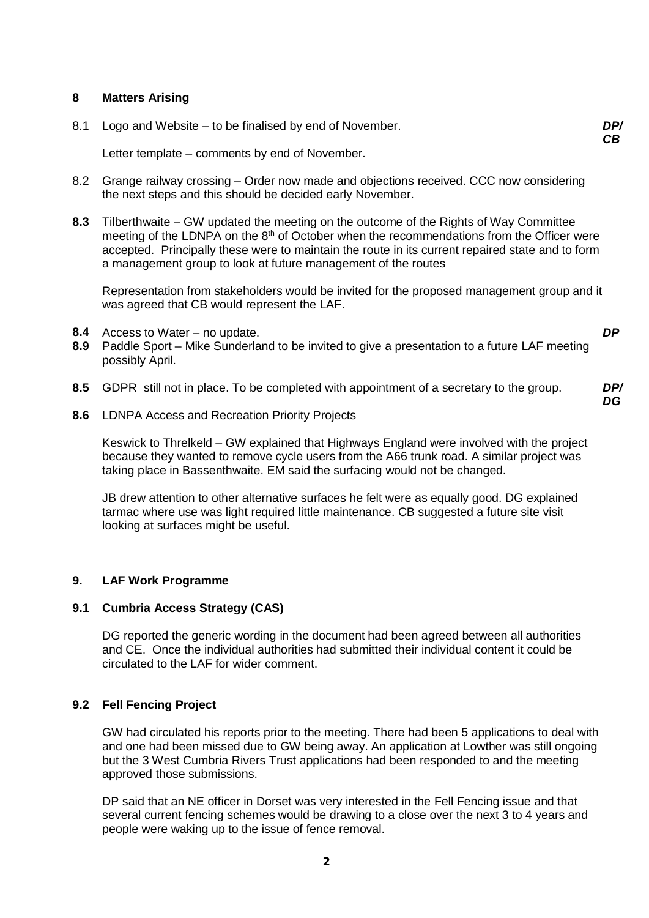## 8 Matters Arising

8.1 Logo and Website – to be finalised by end of November. ***DP/ CB***

Letter template – comments by end of November.

8.2 Grange railway crossing – Order now made and objections received. CCC now considering the next steps and this should be decided early November.

**8.3** Tilberthwaite – GW updated the meeting on the outcome of the Rights of Way Committee meeting of the LDNPA on the 8th of October when the recommendations from the Officer were accepted. Principally these were to maintain the route in its current repaired state and to form a management group to look at future management of the routes

Representation from stakeholders would be invited for the proposed management group and it was agreed that CB would represent the LAF.

**8.4** Access to Water – no update. ***DP***

**8.9** Paddle Sport – Mike Sunderland to be invited to give a presentation to a future LAF meeting possibly April.

**8.5** GDPR still not in place. To be completed with appointment of a secretary to the group. ***DP/ DG***

**8.6** LDNPA Access and Recreation Priority Projects

Keswick to Threlkeld – GW explained that Highways England were involved with the project because they wanted to remove cycle users from the A66 trunk road. A similar project was taking place in Bassenthwaite. EM said the surfacing would not be changed.

JB drew attention to other alternative surfaces he felt were as equally good. DG explained tarmac where use was light required little maintenance. CB suggested a future site visit looking at surfaces might be useful.

## 9. LAF Work Programme

### 9.1 Cumbria Access Strategy (CAS)

DG reported the generic wording in the document had been agreed between all authorities and CE. Once the individual authorities had submitted their individual content it could be circulated to the LAF for wider comment.

### 9.2 Fell Fencing Project

GW had circulated his reports prior to the meeting. There had been 5 applications to deal with and one had been missed due to GW being away. An application at Lowther was still ongoing but the 3 West Cumbria Rivers Trust applications had been responded to and the meeting approved those submissions.

DP said that an NE officer in Dorset was very interested in the Fell Fencing issue and that several current fencing schemes would be drawing to a close over the next 3 to 4 years and people were waking up to the issue of fence removal.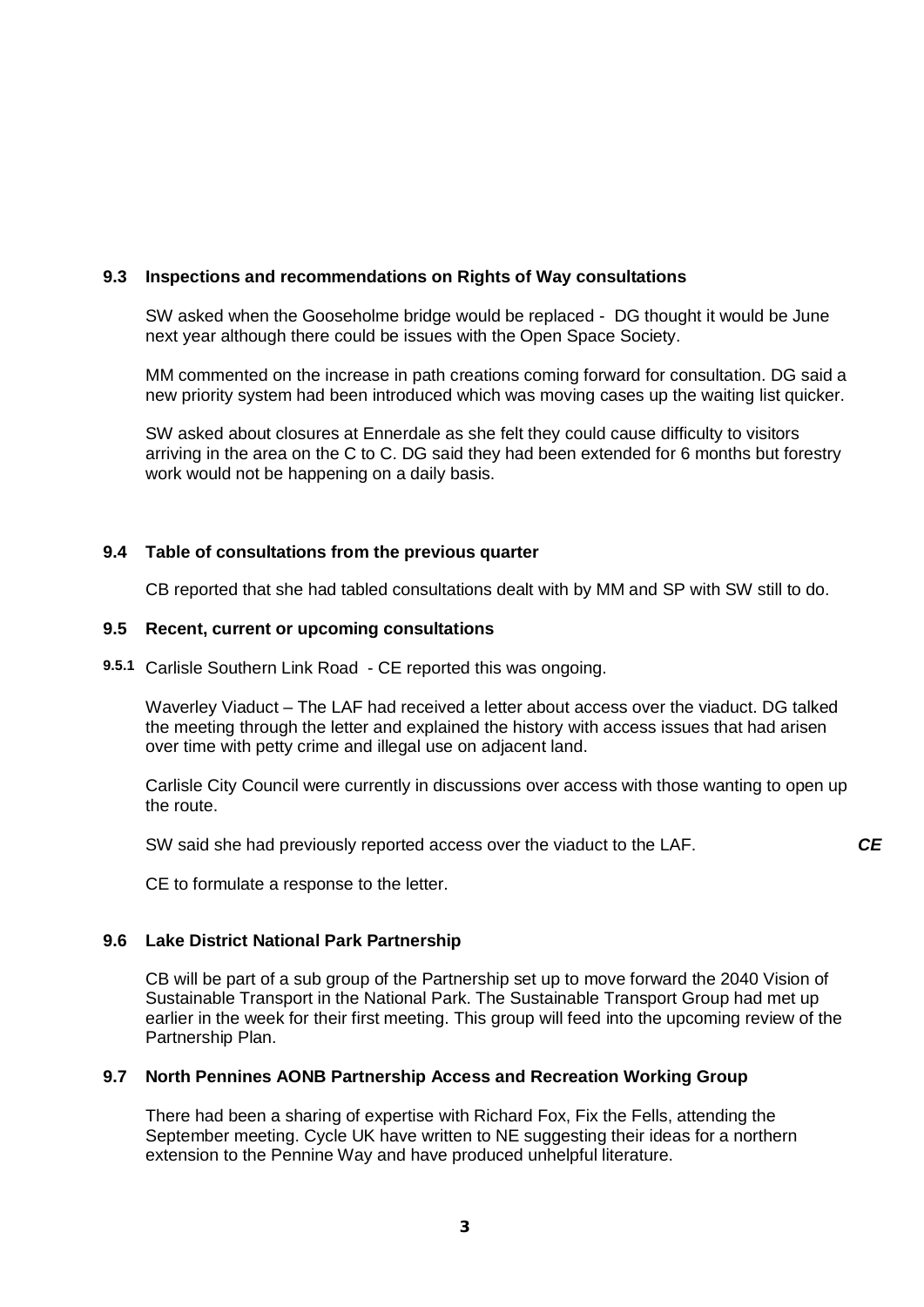### 9.3 Inspections and recommendations on Rights of Way consultations

SW asked when the Gooseholme bridge would be replaced - DG thought it would be June next year although there could be issues with the Open Space Society.

MM commented on the increase in path creations coming forward for consultation. DG said a new priority system had been introduced which was moving cases up the waiting list quicker.

SW asked about closures at Ennerdale as she felt they could cause difficulty to visitors arriving in the area on the C to C. DG said they had been extended for 6 months but forestry work would not be happening on a daily basis.

### 9.4 Table of consultations from the previous quarter

CB reported that she had tabled consultations dealt with by MM and SP with SW still to do.

### 9.5 Recent, current or upcoming consultations

**9.5.1** Carlisle Southern Link Road - CE reported this was ongoing.

Waverley Viaduct – The LAF had received a letter about access over the viaduct. DG talked the meeting through the letter and explained the history with access issues that had arisen over time with petty crime and illegal use on adjacent land.

Carlisle City Council were currently in discussions over access with those wanting to open up the route.

SW said she had previously reported access over the viaduct to the LAF. ***CE***

CE to formulate a response to the letter.

### 9.6 Lake District National Park Partnership

CB will be part of a sub group of the Partnership set up to move forward the 2040 Vision of Sustainable Transport in the National Park. The Sustainable Transport Group had met up earlier in the week for their first meeting. This group will feed into the upcoming review of the Partnership Plan.

### 9.7 North Pennines AONB Partnership Access and Recreation Working Group

There had been a sharing of expertise with Richard Fox, Fix the Fells, attending the September meeting. Cycle UK have written to NE suggesting their ideas for a northern extension to the Pennine Way and have produced unhelpful literature.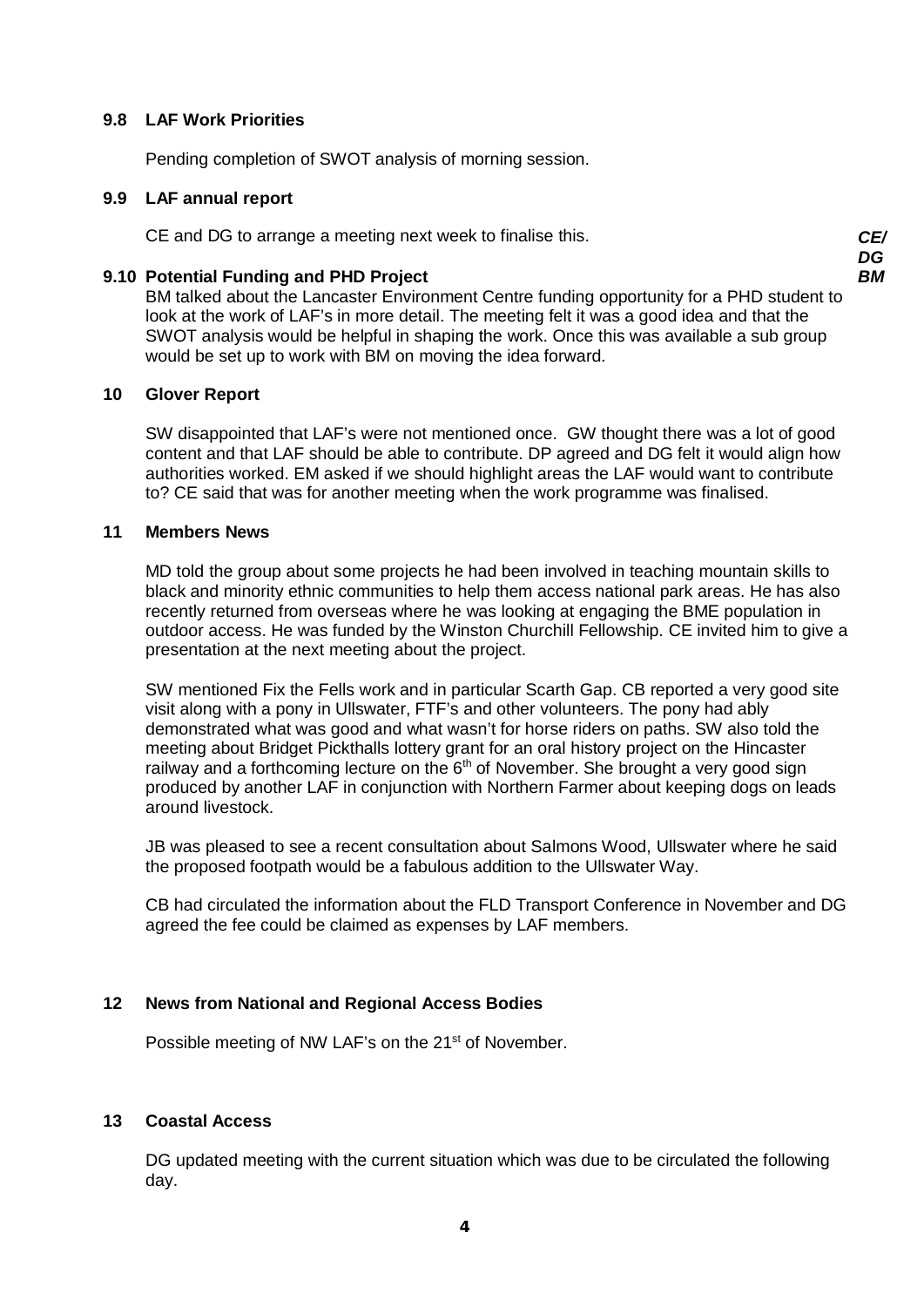### 9.8 LAF Work Priorities

Pending completion of SWOT analysis of morning session.

### 9.9 LAF annual report

CE and DG to arrange a meeting next week to finalise this. ***CE/ DG***

### 9.10 Potential Funding and PHD Project ***BM***

BM talked about the Lancaster Environment Centre funding opportunity for a PHD student to look at the work of LAF's in more detail. The meeting felt it was a good idea and that the SWOT analysis would be helpful in shaping the work. Once this was available a sub group would be set up to work with BM on moving the idea forward.

### 10 Glover Report

SW disappointed that LAF's were not mentioned once. GW thought there was a lot of good content and that LAF should be able to contribute. DP agreed and DG felt it would align how authorities worked. EM asked if we should highlight areas the LAF would want to contribute to? CE said that was for another meeting when the work programme was finalised.

### 11 Members News

MD told the group about some projects he had been involved in teaching mountain skills to black and minority ethnic communities to help them access national park areas. He has also recently returned from overseas where he was looking at engaging the BME population in outdoor access. He was funded by the Winston Churchill Fellowship. CE invited him to give a presentation at the next meeting about the project.

SW mentioned Fix the Fells work and in particular Scarth Gap. CB reported a very good site visit along with a pony in Ullswater, FTF's and other volunteers. The pony had ably demonstrated what was good and what wasn't for horse riders on paths. SW also told the meeting about Bridget Pickthalls lottery grant for an oral history project on the Hincaster railway and a forthcoming lecture on the 6th of November. She brought a very good sign produced by another LAF in conjunction with Northern Farmer about keeping dogs on leads around livestock.

JB was pleased to see a recent consultation about Salmons Wood, Ullswater where he said the proposed footpath would be a fabulous addition to the Ullswater Way.

CB had circulated the information about the FLD Transport Conference in November and DG agreed the fee could be claimed as expenses by LAF members.

### 12 News from National and Regional Access Bodies

Possible meeting of NW LAF's on the 21st of November.

### 13 Coastal Access

DG updated meeting with the current situation which was due to be circulated the following day.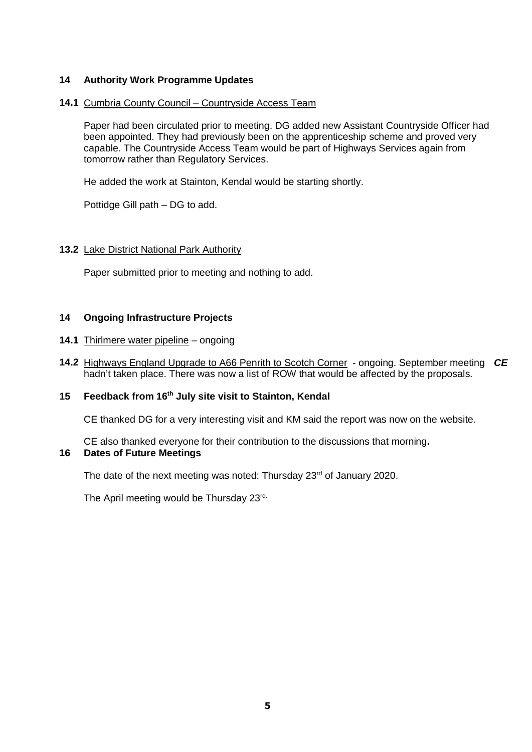## 14 Authority Work Programme Updates

**14.1** Cumbria County Council – Countryside Access Team

Paper had been circulated prior to meeting. DG added new Assistant Countryside Officer had been appointed. They had previously been on the apprenticeship scheme and proved very capable. The Countryside Access Team would be part of Highways Services again from tomorrow rather than Regulatory Services.

He added the work at Stainton, Kendal would be starting shortly.

Pottidge Gill path – DG to add.

**13.2** Lake District National Park Authority

Paper submitted prior to meeting and nothing to add.

## 14 Ongoing Infrastructure Projects

**14.1** Thirlmere water pipeline – ongoing

**14.2** Highways England Upgrade to A66 Penrith to Scotch Corner - ongoing. September meeting hadn't taken place. There was now a list of ROW that would be affected by the proposals. ***CE***

## 15 Feedback from 16th July site visit to Stainton, Kendal

CE thanked DG for a very interesting visit and KM said the report was now on the website.

CE also thanked everyone for their contribution to the discussions that morning**.**

## 16 Dates of Future Meetings

The date of the next meeting was noted: Thursday 23rd of January 2020.

The April meeting would be Thursday 23rd.